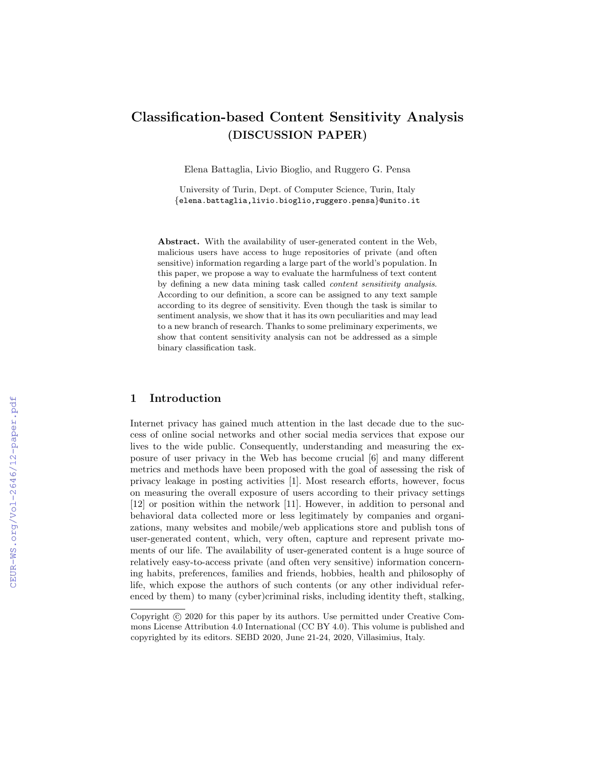# Classification-based Content Sensitivity Analysis

## (DISCUSSION PAPER)

Elena Battaglia, Livio Bioglio, and Ruggero G. Pensa

University of Turin, Dept. of Computer Science, Turin, Italy
{elena.battaglia,livio.bioglio,ruggero.pensa}@unito.it

**Abstract.** With the availability of user-generated content in the Web, malicious users have access to huge repositories of private (and often sensitive) information regarding a large part of the world's population. In this paper, we propose a way to evaluate the harmfulness of text content by defining a new data mining task called *content sensitivity analysis*. According to our definition, a score can be assigned to any text sample according to its degree of sensitivity. Even though the task is similar to sentiment analysis, we show that it has its own peculiarities and may lead to a new branch of research. Thanks to some preliminary experiments, we show that content sensitivity analysis can not be addressed as a simple binary classification task.

## 1 Introduction

Internet privacy has gained much attention in the last decade due to the success of online social networks and other social media services that expose our lives to the wide public. Consequently, understanding and measuring the exposure of user privacy in the Web has become crucial [6] and many different metrics and methods have been proposed with the goal of assessing the risk of privacy leakage in posting activities [1]. Most research efforts, however, focus on measuring the overall exposure of users according to their privacy settings [12] or position within the network [11]. However, in addition to personal and behavioral data collected more or less legitimately by companies and organizations, many websites and mobile/web applications store and publish tons of user-generated content, which, very often, capture and represent private moments of our life. The availability of user-generated content is a huge source of relatively easy-to-access private (and often very sensitive) information concerning habits, preferences, families and friends, hobbies, health and philosophy of life, which expose the authors of such contents (or any other individual referenced by them) to many (cyber)criminal risks, including identity theft, stalking,

Copyright © 2020 for this paper by its authors. Use permitted under Creative Commons License Attribution 4.0 International (CC BY 4.0). This volume is published and copyrighted by its editors. SEBD 2020, June 21-24, 2020, Villasimius, Italy.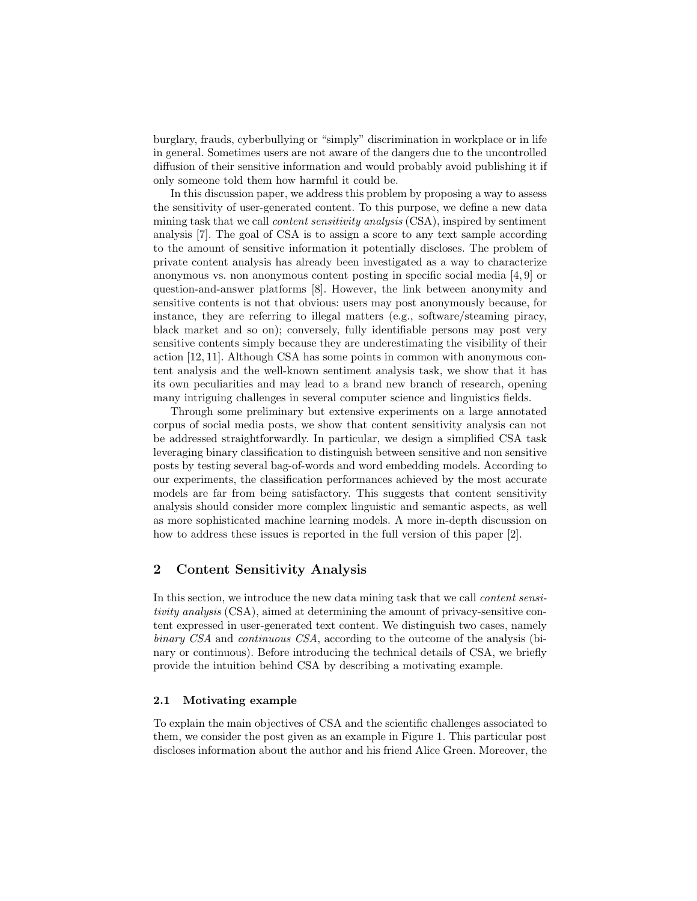burglary, frauds, cyberbullying or "simply" discrimination in workplace or in life in general. Sometimes users are not aware of the dangers due to the uncontrolled diffusion of their sensitive information and would probably avoid publishing it if only someone told them how harmful it could be.

In this discussion paper, we address this problem by proposing a way to assess the sensitivity of user-generated content. To this purpose, we define a new data mining task that we call *content sensitivity analysis* (CSA), inspired by sentiment analysis [7]. The goal of CSA is to assign a score to any text sample according to the amount of sensitive information it potentially discloses. The problem of private content analysis has already been investigated as a way to characterize anonymous vs. non anonymous content posting in specific social media [4, 9] or question-and-answer platforms [8]. However, the link between anonymity and sensitive contents is not that obvious: users may post anonymously because, for instance, they are referring to illegal matters (e.g., software/steaming piracy, black market and so on); conversely, fully identifiable persons may post very sensitive contents simply because they are underestimating the visibility of their action [12, 11]. Although CSA has some points in common with anonymous content analysis and the well-known sentiment analysis task, we show that it has its own peculiarities and may lead to a brand new branch of research, opening many intriguing challenges in several computer science and linguistics fields.

Through some preliminary but extensive experiments on a large annotated corpus of social media posts, we show that content sensitivity analysis can not be addressed straightforwardly. In particular, we design a simplified CSA task leveraging binary classification to distinguish between sensitive and non sensitive posts by testing several bag-of-words and word embedding models. According to our experiments, the classification performances achieved by the most accurate models are far from being satisfactory. This suggests that content sensitivity analysis should consider more complex linguistic and semantic aspects, as well as more sophisticated machine learning models. A more in-depth discussion on how to address these issues is reported in the full version of this paper [2].

## 2 Content Sensitivity Analysis

In this section, we introduce the new data mining task that we call *content sensitivity analysis* (CSA), aimed at determining the amount of privacy-sensitive content expressed in user-generated text content. We distinguish two cases, namely *binary CSA* and *continuous CSA*, according to the outcome of the analysis (binary or continuous). Before introducing the technical details of CSA, we briefly provide the intuition behind CSA by describing a motivating example.

### 2.1 Motivating example

To explain the main objectives of CSA and the scientific challenges associated to them, we consider the post given as an example in Figure 1. This particular post discloses information about the author and his friend Alice Green. Moreover, the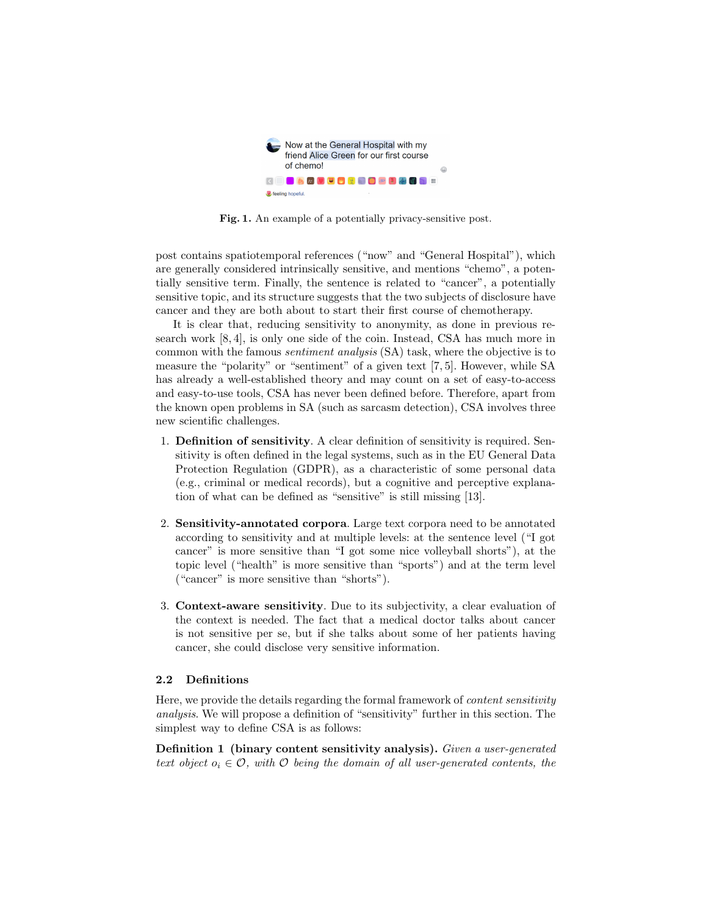Now at the General Hospital with my friend Alice Green for our first course of chemo!

feeling hopeful.

**Fig. 1.** An example of a potentially privacy-sensitive post.

post contains spatiotemporal references ("now" and "General Hospital"), which are generally considered intrinsically sensitive, and mentions "chemo", a potentially sensitive term. Finally, the sentence is related to "cancer", a potentially sensitive topic, and its structure suggests that the two subjects of disclosure have cancer and they are both about to start their first course of chemotherapy.

It is clear that, reducing sensitivity to anonymity, as done in previous research work [8, 4], is only one side of the coin. Instead, CSA has much more in common with the famous *sentiment analysis* (SA) task, where the objective is to measure the "polarity" or "sentiment" of a given text [7, 5]. However, while SA has already a well-established theory and may count on a set of easy-to-access and easy-to-use tools, CSA has never been defined before. Therefore, apart from the known open problems in SA (such as sarcasm detection), CSA involves three new scientific challenges.

1. **Definition of sensitivity**. A clear definition of sensitivity is required. Sensitivity is often defined in the legal systems, such as in the EU General Data Protection Regulation (GDPR), as a characteristic of some personal data (e.g., criminal or medical records), but a cognitive and perceptive explanation of what can be defined as "sensitive" is still missing [13].

2. **Sensitivity-annotated corpora**. Large text corpora need to be annotated according to sensitivity and at multiple levels: at the sentence level ("I got cancer" is more sensitive than "I got some nice volleyball shorts"), at the topic level ("health" is more sensitive than "sports") and at the term level ("cancer" is more sensitive than "shorts").

3. **Context-aware sensitivity**. Due to its subjectivity, a clear evaluation of the context is needed. The fact that a medical doctor talks about cancer is not sensitive per se, but if she talks about some of her patients having cancer, she could disclose very sensitive information.

### 2.2 Definitions

Here, we provide the details regarding the formal framework of *content sensitivity analysis*. We will propose a definition of "sensitivity" further in this section. The simplest way to define CSA is as follows:

**Definition 1 (binary content sensitivity analysis).** *Given a user-generated text object $o_i \in \mathcal{O}$, with $\mathcal{O}$ being the domain of all user-generated contents, the*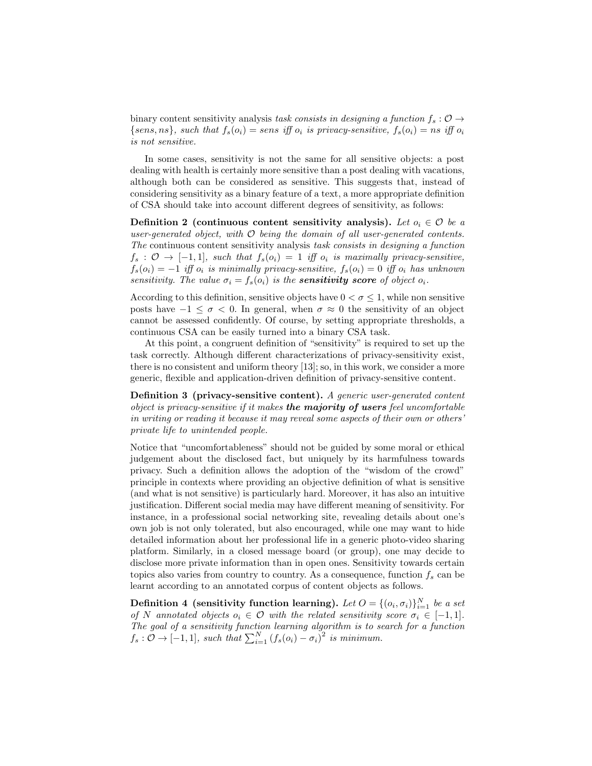binary content sensitivity analysis *task consists in designing a function* $f_s : \mathcal{O} \rightarrow \{sens, ns\}$*, such that* $f_s(o_i) = sens$ *iff* $o_i$ *is privacy-sensitive,* $f_s(o_i) = ns$ *iff* $o_i$ *is not sensitive.*

In some cases, sensitivity is not the same for all sensitive objects: a post dealing with health is certainly more sensitive than a post dealing with vacations, although both can be considered as sensitive. This suggests that, instead of considering sensitivity as a binary feature of a text, a more appropriate definition of CSA should take into account different degrees of sensitivity, as follows:

**Definition 2 (continuous content sensitivity analysis).** *Let* $o_i \in \mathcal{O}$ *be a user-generated object, with* $\mathcal{O}$ *being the domain of all user-generated contents. The* continuous content sensitivity analysis *task consists in designing a function* $f_s : \mathcal{O} \rightarrow [-1, 1]$*, such that* $f_s(o_i) = 1$ *iff* $o_i$ *is maximally privacy-sensitive,* $f_s(o_i) = -1$ *iff* $o_i$ *is minimally privacy-sensitive,* $f_s(o_i) = 0$ *iff* $o_i$ *has unknown sensitivity. The value* $\sigma_i = f_s(o_i)$ *is the* ***sensitivity score*** *of object* $o_i$*.*

According to this definition, sensitive objects have $0 < \sigma \leq 1$, while non sensitive posts have $-1 \leq \sigma < 0$. In general, when $\sigma \approx 0$ the sensitivity of an object cannot be assessed confidently. Of course, by setting appropriate thresholds, a continuous CSA can be easily turned into a binary CSA task.

At this point, a congruent definition of "sensitivity" is required to set up the task correctly. Although different characterizations of privacy-sensitivity exist, there is no consistent and uniform theory [13]; so, in this work, we consider a more generic, flexible and application-driven definition of privacy-sensitive content.

**Definition 3 (privacy-sensitive content).** *A generic user-generated content object is privacy-sensitive if it makes* ***the majority of users*** *feel uncomfortable in writing or reading it because it may reveal some aspects of their own or others' private life to unintended people.*

Notice that "uncomfortableness" should not be guided by some moral or ethical judgement about the disclosed fact, but uniquely by its harmfulness towards privacy. Such a definition allows the adoption of the "wisdom of the crowd" principle in contexts where providing an objective definition of what is sensitive (and what is not sensitive) is particularly hard. Moreover, it has also an intuitive justification. Different social media may have different meaning of sensitivity. For instance, in a professional social networking site, revealing details about one's own job is not only tolerated, but also encouraged, while one may want to hide detailed information about her professional life in a generic photo-video sharing platform. Similarly, in a closed message board (or group), one may decide to disclose more private information than in open ones. Sensitivity towards certain topics also varies from country to country. As a consequence, function $f_s$ can be learnt according to an annotated corpus of content objects as follows.

**Definition 4 (sensitivity function learning).** *Let* $O = \{(o_i, \sigma_i)\}_{i=1}^{N}$ *be a set of* $N$ *annotated objects* $o_i \in \mathcal{O}$ *with the related sensitivity score* $\sigma_i \in [-1, 1]$*. The goal of a sensitivity function learning algorithm is to search for a function* $f_s : \mathcal{O} \rightarrow [-1, 1]$*, such that* $\sum_{i=1}^{N} (f_s(o_i) - \sigma_i)^2$ *is minimum.*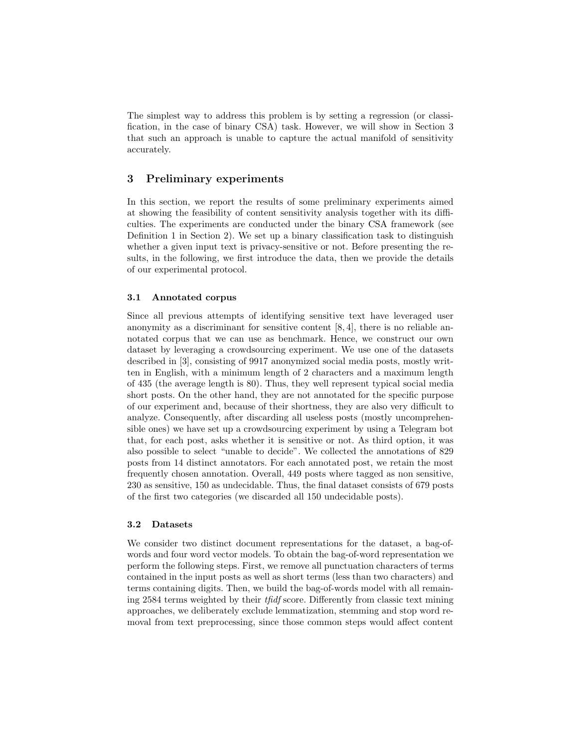The simplest way to address this problem is by setting a regression (or classification, in the case of binary CSA) task. However, we will show in Section 3 that such an approach is unable to capture the actual manifold of sensitivity accurately.

## 3 Preliminary experiments

In this section, we report the results of some preliminary experiments aimed at showing the feasibility of content sensitivity analysis together with its difficulties. The experiments are conducted under the binary CSA framework (see Definition 1 in Section 2). We set up a binary classification task to distinguish whether a given input text is privacy-sensitive or not. Before presenting the results, in the following, we first introduce the data, then we provide the details of our experimental protocol.

### 3.1 Annotated corpus

Since all previous attempts of identifying sensitive text have leveraged user anonymity as a discriminant for sensitive content [8, 4], there is no reliable annotated corpus that we can use as benchmark. Hence, we construct our own dataset by leveraging a crowdsourcing experiment. We use one of the datasets described in [3], consisting of 9917 anonymized social media posts, mostly written in English, with a minimum length of 2 characters and a maximum length of 435 (the average length is 80). Thus, they well represent typical social media short posts. On the other hand, they are not annotated for the specific purpose of our experiment and, because of their shortness, they are also very difficult to analyze. Consequently, after discarding all useless posts (mostly uncomprehensible ones) we have set up a crowdsourcing experiment by using a Telegram bot that, for each post, asks whether it is sensitive or not. As third option, it was also possible to select "unable to decide". We collected the annotations of 829 posts from 14 distinct annotators. For each annotated post, we retain the most frequently chosen annotation. Overall, 449 posts where tagged as non sensitive, 230 as sensitive, 150 as undecidable. Thus, the final dataset consists of 679 posts of the first two categories (we discarded all 150 undecidable posts).

### 3.2 Datasets

We consider two distinct document representations for the dataset, a bag-of-words and four word vector models. To obtain the bag-of-word representation we perform the following steps. First, we remove all punctuation characters of terms contained in the input posts as well as short terms (less than two characters) and terms containing digits. Then, we build the bag-of-words model with all remaining 2584 terms weighted by their *tfidf* score. Differently from classic text mining approaches, we deliberately exclude lemmatization, stemming and stop word removal from text preprocessing, since those common steps would affect content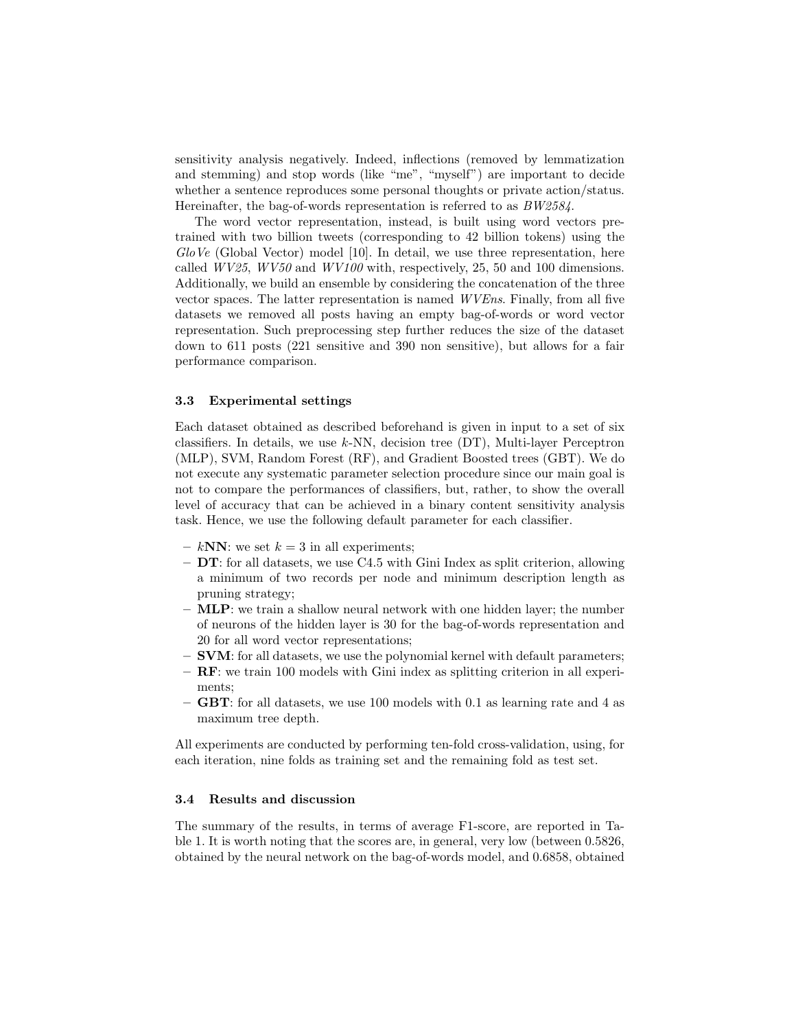sensitivity analysis negatively. Indeed, inflections (removed by lemmatization and stemming) and stop words (like "me", "myself") are important to decide whether a sentence reproduces some personal thoughts or private action/status. Hereinafter, the bag-of-words representation is referred to as *BW2584*.

The word vector representation, instead, is built using word vectors pre-trained with two billion tweets (corresponding to 42 billion tokens) using the *GloVe* (Global Vector) model [10]. In detail, we use three representation, here called *WV25*, *WV50* and *WV100* with, respectively, 25, 50 and 100 dimensions. Additionally, we build an ensemble by considering the concatenation of the three vector spaces. The latter representation is named *WVEns*. Finally, from all five datasets we removed all posts having an empty bag-of-words or word vector representation. Such preprocessing step further reduces the size of the dataset down to 611 posts (221 sensitive and 390 non sensitive), but allows for a fair performance comparison.

### 3.3 Experimental settings

Each dataset obtained as described beforehand is given in input to a set of six classifiers. In details, we use $k$-NN, decision tree (DT), Multi-layer Perceptron (MLP), SVM, Random Forest (RF), and Gradient Boosted trees (GBT). We do not execute any systematic parameter selection procedure since our main goal is not to compare the performances of classifiers, but, rather, to show the overall level of accuracy that can be achieved in a binary content sensitivity analysis task. Hence, we use the following default parameter for each classifier.

- $k$**NN**: we set $k = 3$ in all experiments;
- **DT**: for all datasets, we use C4.5 with Gini Index as split criterion, allowing a minimum of two records per node and minimum description length as pruning strategy;
- **MLP**: we train a shallow neural network with one hidden layer; the number of neurons of the hidden layer is 30 for the bag-of-words representation and 20 for all word vector representations;
- **SVM**: for all datasets, we use the polynomial kernel with default parameters;
- **RF**: we train 100 models with Gini index as splitting criterion in all experiments;
- **GBT**: for all datasets, we use 100 models with 0.1 as learning rate and 4 as maximum tree depth.

All experiments are conducted by performing ten-fold cross-validation, using, for each iteration, nine folds as training set and the remaining fold as test set.

### 3.4 Results and discussion

The summary of the results, in terms of average F1-score, are reported in Table 1. It is worth noting that the scores are, in general, very low (between 0.5826, obtained by the neural network on the bag-of-words model, and 0.6858, obtained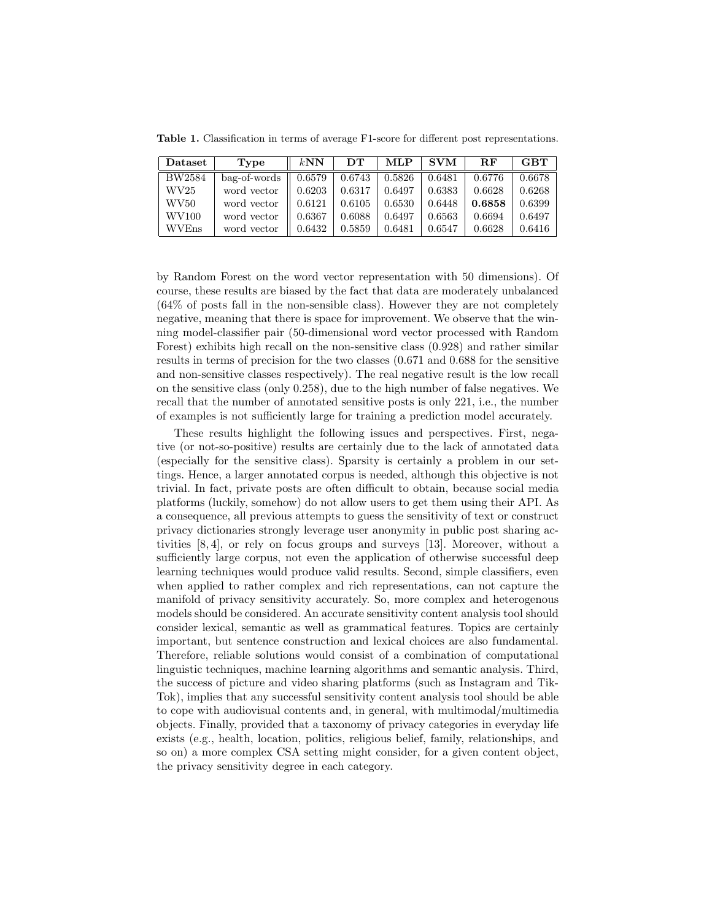**Table 1.** Classification in terms of average F1-score for different post representations.

| Dataset | Type | $k$NN | DT | MLP | SVM | RF | GBT |
|---|---|---|---|---|---|---|---|
| BW2584 | bag-of-words | 0.6579 | 0.6743 | 0.5826 | 0.6481 | 0.6776 | 0.6678 |
| WV25 | word vector | 0.6203 | 0.6317 | 0.6497 | 0.6383 | 0.6628 | 0.6268 |
| WV50 | word vector | 0.6121 | 0.6105 | 0.6530 | 0.6448 | **0.6858** | 0.6399 |
| WV100 | word vector | 0.6367 | 0.6088 | 0.6497 | 0.6563 | 0.6694 | 0.6497 |
| WVEns | word vector | 0.6432 | 0.5859 | 0.6481 | 0.6547 | 0.6628 | 0.6416 |

by Random Forest on the word vector representation with 50 dimensions). Of course, these results are biased by the fact that data are moderately unbalanced (64% of posts fall in the non-sensible class). However they are not completely negative, meaning that there is space for improvement. We observe that the winning model-classifier pair (50-dimensional word vector processed with Random Forest) exhibits high recall on the non-sensitive class (0.928) and rather similar results in terms of precision for the two classes (0.671 and 0.688 for the sensitive and non-sensitive classes respectively). The real negative result is the low recall on the sensitive class (only 0.258), due to the high number of false negatives. We recall that the number of annotated sensitive posts is only 221, i.e., the number of examples is not sufficiently large for training a prediction model accurately.

These results highlight the following issues and perspectives. First, negative (or not-so-positive) results are certainly due to the lack of annotated data (especially for the sensitive class). Sparsity is certainly a problem in our settings. Hence, a larger annotated corpus is needed, although this objective is not trivial. In fact, private posts are often difficult to obtain, because social media platforms (luckily, somehow) do not allow users to get them using their API. As a consequence, all previous attempts to guess the sensitivity of text or construct privacy dictionaries strongly leverage user anonymity in public post sharing activities [8, 4], or rely on focus groups and surveys [13]. Moreover, without a sufficiently large corpus, not even the application of otherwise successful deep learning techniques would produce valid results. Second, simple classifiers, even when applied to rather complex and rich representations, can not capture the manifold of privacy sensitivity accurately. So, more complex and heterogenous models should be considered. An accurate sensitivity content analysis tool should consider lexical, semantic as well as grammatical features. Topics are certainly important, but sentence construction and lexical choices are also fundamental. Therefore, reliable solutions would consist of a combination of computational linguistic techniques, machine learning algorithms and semantic analysis. Third, the success of picture and video sharing platforms (such as Instagram and TikTok), implies that any successful sensitivity content analysis tool should be able to cope with audiovisual contents and, in general, with multimodal/multimedia objects. Finally, provided that a taxonomy of privacy categories in everyday life exists (e.g., health, location, politics, religious belief, family, relationships, and so on) a more complex CSA setting might consider, for a given content object, the privacy sensitivity degree in each category.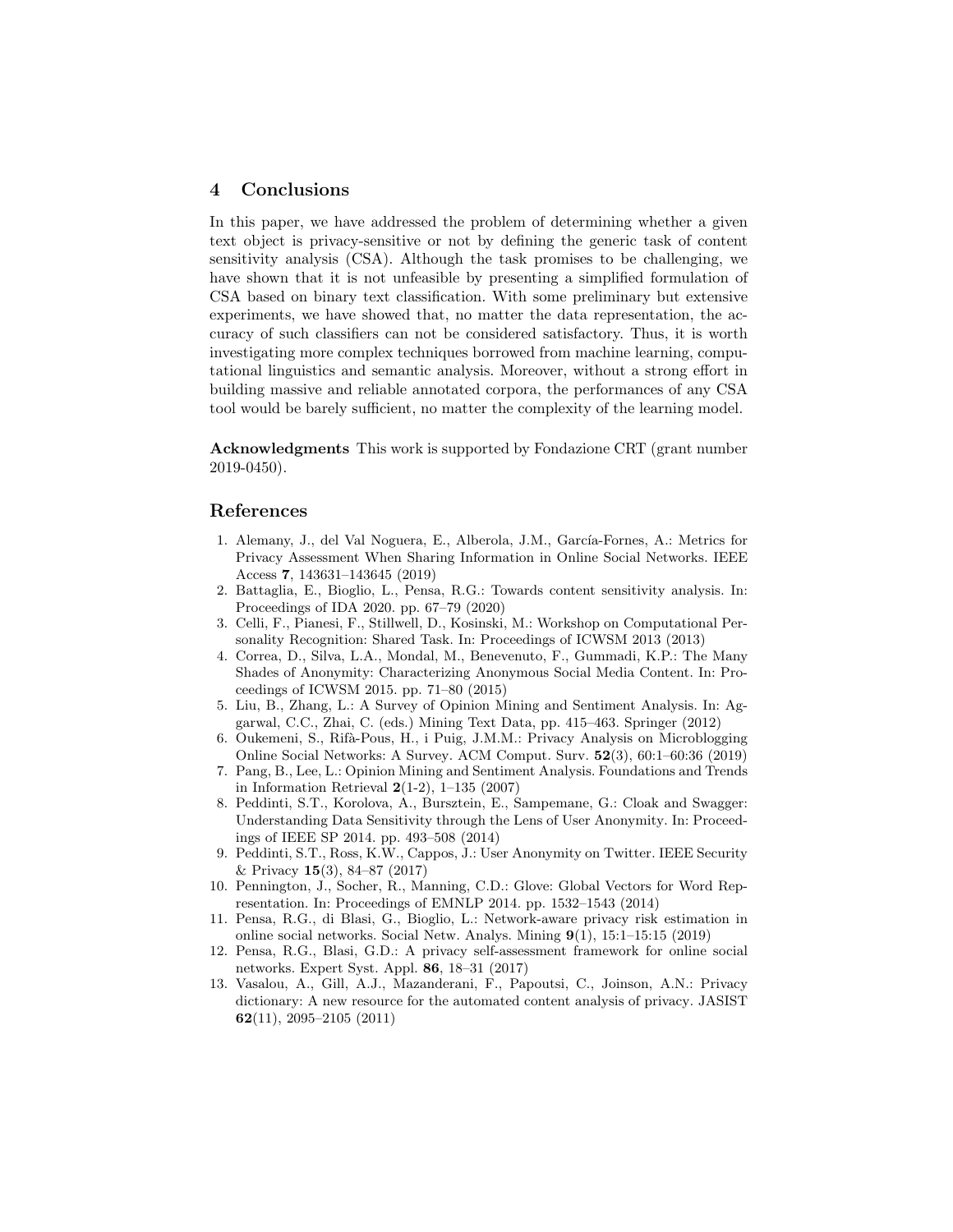## 4 Conclusions

In this paper, we have addressed the problem of determining whether a given text object is privacy-sensitive or not by defining the generic task of content sensitivity analysis (CSA). Although the task promises to be challenging, we have shown that it is not unfeasible by presenting a simplified formulation of CSA based on binary text classification. With some preliminary but extensive experiments, we have showed that, no matter the data representation, the accuracy of such classifiers can not be considered satisfactory. Thus, it is worth investigating more complex techniques borrowed from machine learning, computational linguistics and semantic analysis. Moreover, without a strong effort in building massive and reliable annotated corpora, the performances of any CSA tool would be barely sufficient, no matter the complexity of the learning model.

**Acknowledgments** This work is supported by Fondazione CRT (grant number 2019-0450).

## References

1. Alemany, J., del Val Noguera, E., Alberola, J.M., García-Fornes, A.: Metrics for Privacy Assessment When Sharing Information in Online Social Networks. IEEE Access **7**, 143631–143645 (2019)
2. Battaglia, E., Bioglio, L., Pensa, R.G.: Towards content sensitivity analysis. In: Proceedings of IDA 2020. pp. 67–79 (2020)
3. Celli, F., Pianesi, F., Stillwell, D., Kosinski, M.: Workshop on Computational Personality Recognition: Shared Task. In: Proceedings of ICWSM 2013 (2013)
4. Correa, D., Silva, L.A., Mondal, M., Benevenuto, F., Gummadi, K.P.: The Many Shades of Anonymity: Characterizing Anonymous Social Media Content. In: Proceedings of ICWSM 2015. pp. 71–80 (2015)
5. Liu, B., Zhang, L.: A Survey of Opinion Mining and Sentiment Analysis. In: Aggarwal, C.C., Zhai, C. (eds.) Mining Text Data, pp. 415–463. Springer (2012)
6. Oukemeni, S., Rifà-Pous, H., i Puig, J.M.M.: Privacy Analysis on Microblogging Online Social Networks: A Survey. ACM Comput. Surv. **52**(3), 60:1–60:36 (2019)
7. Pang, B., Lee, L.: Opinion Mining and Sentiment Analysis. Foundations and Trends in Information Retrieval **2**(1-2), 1–135 (2007)
8. Peddinti, S.T., Korolova, A., Bursztein, E., Sampemane, G.: Cloak and Swagger: Understanding Data Sensitivity through the Lens of User Anonymity. In: Proceedings of IEEE SP 2014. pp. 493–508 (2014)
9. Peddinti, S.T., Ross, K.W., Cappos, J.: User Anonymity on Twitter. IEEE Security & Privacy **15**(3), 84–87 (2017)
10. Pennington, J., Socher, R., Manning, C.D.: Glove: Global Vectors for Word Representation. In: Proceedings of EMNLP 2014. pp. 1532–1543 (2014)
11. Pensa, R.G., di Blasi, G., Bioglio, L.: Network-aware privacy risk estimation in online social networks. Social Netw. Analys. Mining **9**(1), 15:1–15:15 (2019)
12. Pensa, R.G., Blasi, G.D.: A privacy self-assessment framework for online social networks. Expert Syst. Appl. **86**, 18–31 (2017)
13. Vasalou, A., Gill, A.J., Mazanderani, F., Papoutsi, C., Joinson, A.N.: Privacy dictionary: A new resource for the automated content analysis of privacy. JASIST **62**(11), 2095–2105 (2011)